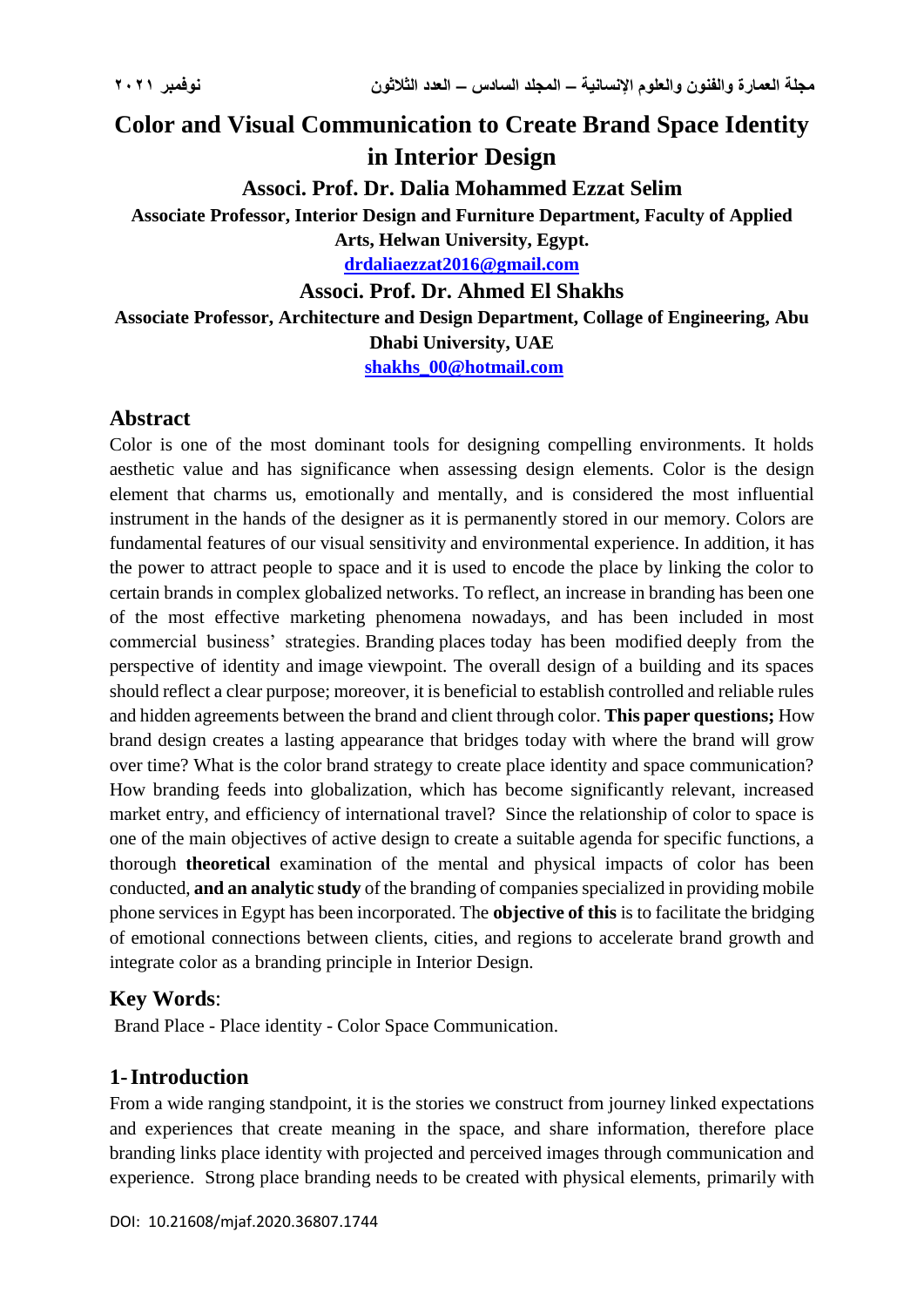# Color and Visual Communication to Create Brand Space Identity in Interior Design

**Associ. Prof. Dr. Dalia Mohammed Ezzat Selim**

**Associate Professor, Interior Design and Furniture Department, Faculty of Applied Arts, Helwan University, Egypt.**

**drdaliaezzat2016@gmail.com**

**Associ. Prof. Dr. Ahmed El Shakhs**

**Associate Professor, Architecture and Design Department, Collage of Engineering, Abu Dhabi University, UAE**

**shakhs_00@hotmail.com**

## Abstract

Color is one of the most dominant tools for designing compelling environments. It holds aesthetic value and has significance when assessing design elements. Color is the design element that charms us, emotionally and mentally, and is considered the most influential instrument in the hands of the designer as it is permanently stored in our memory. Colors are fundamental features of our visual sensitivity and environmental experience. In addition, it has the power to attract people to space and it is used to encode the place by linking the color to certain brands in complex globalized networks. To reflect, an increase in branding has been one of the most effective marketing phenomena nowadays, and has been included in most commercial business' strategies. Branding places today has been modified deeply from the perspective of identity and image viewpoint. The overall design of a building and its spaces should reflect a clear purpose; moreover, it is beneficial to establish controlled and reliable rules and hidden agreements between the brand and client through color. **This paper questions;** How brand design creates a lasting appearance that bridges today with where the brand will grow over time? What is the color brand strategy to create place identity and space communication? How branding feeds into globalization, which has become significantly relevant, increased market entry, and efficiency of international travel? Since the relationship of color to space is one of the main objectives of active design to create a suitable agenda for specific functions, a thorough **theoretical** examination of the mental and physical impacts of color has been conducted, **and an analytic study** of the branding of companies specialized in providing mobile phone services in Egypt has been incorporated. The **objective of this** is to facilitate the bridging of emotional connections between clients, cities, and regions to accelerate brand growth and integrate color as a branding principle in Interior Design.

## Key Words:

Brand Place - Place identity - Color Space Communication.

## 1- Introduction

From a wide ranging standpoint, it is the stories we construct from journey linked expectations and experiences that create meaning in the space, and share information, therefore place branding links place identity with projected and perceived images through communication and experience. Strong place branding needs to be created with physical elements, primarily with

DOI: 10.21608/mjaf.2020.36807.1744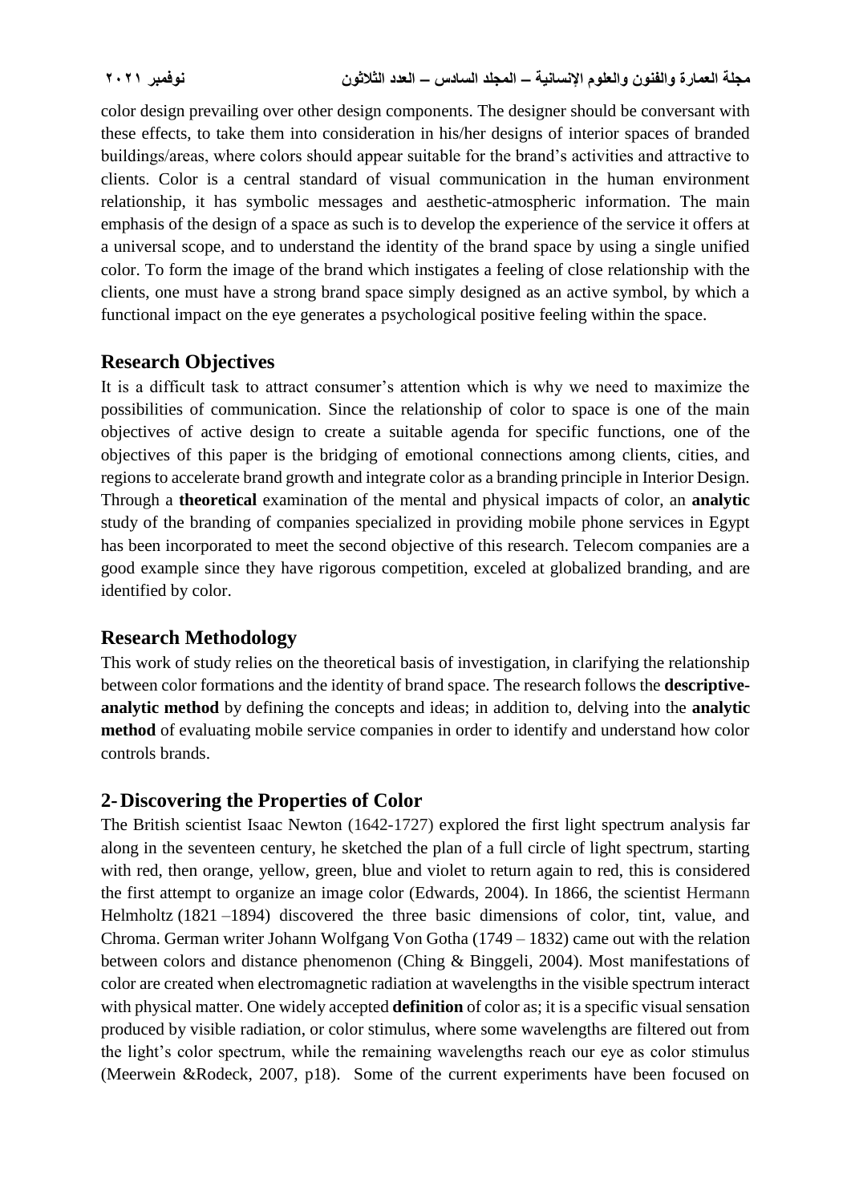color design prevailing over other design components. The designer should be conversant with these effects, to take them into consideration in his/her designs of interior spaces of branded buildings/areas, where colors should appear suitable for the brand's activities and attractive to clients. Color is a central standard of visual communication in the human environment relationship, it has symbolic messages and aesthetic-atmospheric information. The main emphasis of the design of a space as such is to develop the experience of the service it offers at a universal scope, and to understand the identity of the brand space by using a single unified color. To form the image of the brand which instigates a feeling of close relationship with the clients, one must have a strong brand space simply designed as an active symbol, by which a functional impact on the eye generates a psychological positive feeling within the space.

## Research Objectives

It is a difficult task to attract consumer's attention which is why we need to maximize the possibilities of communication. Since the relationship of color to space is one of the main objectives of active design to create a suitable agenda for specific functions, one of the objectives of this paper is the bridging of emotional connections among clients, cities, and regions to accelerate brand growth and integrate color as a branding principle in Interior Design. Through a **theoretical** examination of the mental and physical impacts of color, an **analytic** study of the branding of companies specialized in providing mobile phone services in Egypt has been incorporated to meet the second objective of this research. Telecom companies are a good example since they have rigorous competition, exceled at globalized branding, and are identified by color.

## Research Methodology

This work of study relies on the theoretical basis of investigation, in clarifying the relationship between color formations and the identity of brand space. The research follows the **descriptive-analytic method** by defining the concepts and ideas; in addition to, delving into the **analytic method** of evaluating mobile service companies in order to identify and understand how color controls brands.

## 2- Discovering the Properties of Color

The British scientist Isaac Newton (1642-1727) explored the first light spectrum analysis far along in the seventeen century, he sketched the plan of a full circle of light spectrum, starting with red, then orange, yellow, green, blue and violet to return again to red, this is considered the first attempt to organize an image color (Edwards, 2004). In 1866, the scientist Hermann Helmholtz (1821 –1894) discovered the three basic dimensions of color, tint, value, and Chroma. German writer Johann Wolfgang Von Gotha (1749 – 1832) came out with the relation between colors and distance phenomenon (Ching & Binggeli, 2004). Most manifestations of color are created when electromagnetic radiation at wavelengths in the visible spectrum interact with physical matter. One widely accepted **definition** of color as; it is a specific visual sensation produced by visible radiation, or color stimulus, where some wavelengths are filtered out from the light's color spectrum, while the remaining wavelengths reach our eye as color stimulus (Meerwein &Rodeck, 2007, p18). Some of the current experiments have been focused on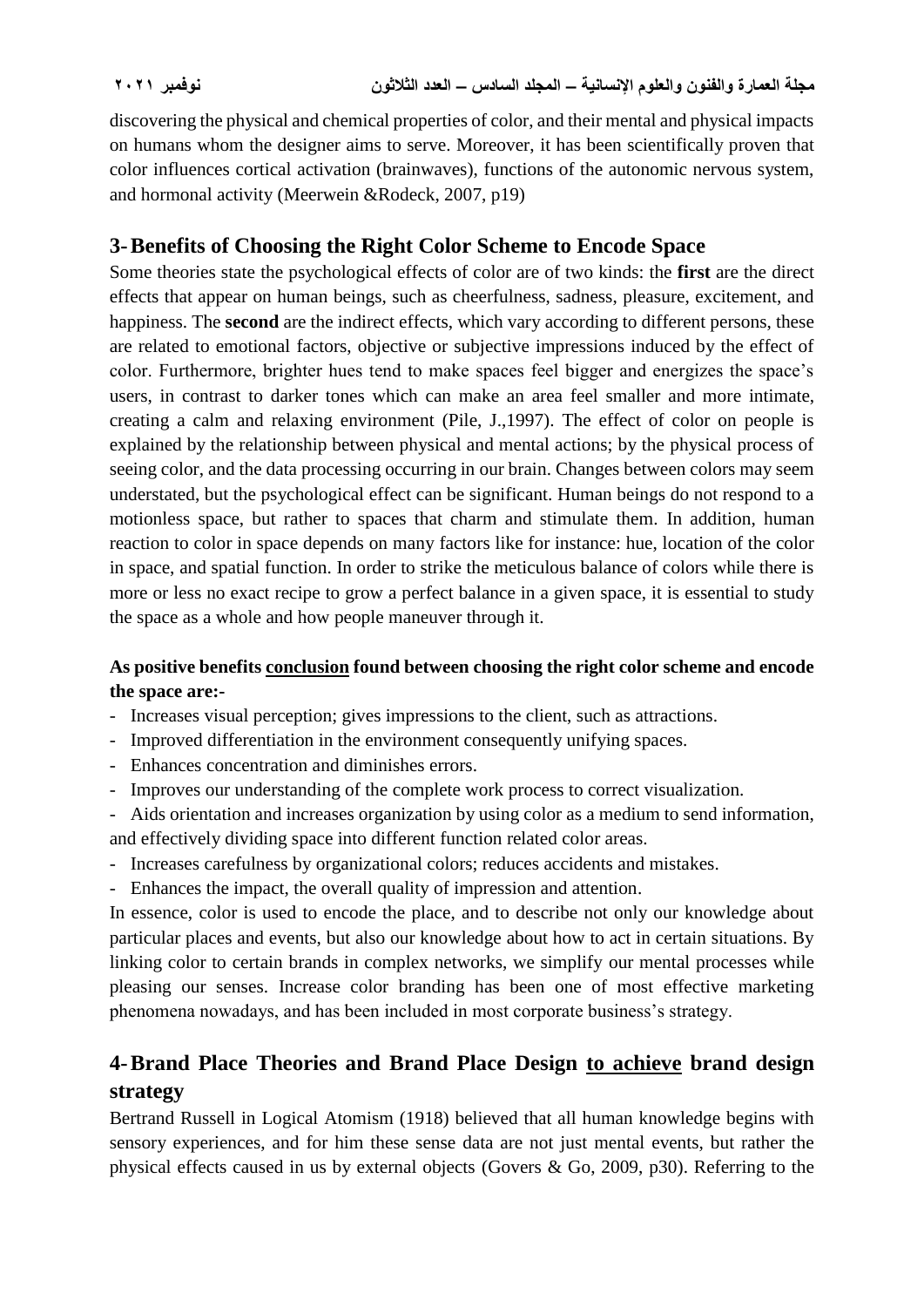discovering the physical and chemical properties of color, and their mental and physical impacts on humans whom the designer aims to serve. Moreover, it has been scientifically proven that color influences cortical activation (brainwaves), functions of the autonomic nervous system, and hormonal activity (Meerwein &Rodeck, 2007, p19)

## 3- Benefits of Choosing the Right Color Scheme to Encode Space

Some theories state the psychological effects of color are of two kinds: the **first** are the direct effects that appear on human beings, such as cheerfulness, sadness, pleasure, excitement, and happiness. The **second** are the indirect effects, which vary according to different persons, these are related to emotional factors, objective or subjective impressions induced by the effect of color. Furthermore, brighter hues tend to make spaces feel bigger and energizes the space's users, in contrast to darker tones which can make an area feel smaller and more intimate, creating a calm and relaxing environment (Pile, J.,1997). The effect of color on people is explained by the relationship between physical and mental actions; by the physical process of seeing color, and the data processing occurring in our brain. Changes between colors may seem understated, but the psychological effect can be significant. Human beings do not respond to a motionless space, but rather to spaces that charm and stimulate them. In addition, human reaction to color in space depends on many factors like for instance: hue, location of the color in space, and spatial function. In order to strike the meticulous balance of colors while there is more or less no exact recipe to grow a perfect balance in a given space, it is essential to study the space as a whole and how people maneuver through it.

**As positive benefits <u>conclusion</u> found between choosing the right color scheme and encode the space are:-**

- Increases visual perception; gives impressions to the client, such as attractions.
- Improved differentiation in the environment consequently unifying spaces.
- Enhances concentration and diminishes errors.
- Improves our understanding of the complete work process to correct visualization.
- Aids orientation and increases organization by using color as a medium to send information, and effectively dividing space into different function related color areas.
- Increases carefulness by organizational colors; reduces accidents and mistakes.
- Enhances the impact, the overall quality of impression and attention.

In essence, color is used to encode the place, and to describe not only our knowledge about particular places and events, but also our knowledge about how to act in certain situations. By linking color to certain brands in complex networks, we simplify our mental processes while pleasing our senses. Increase color branding has been one of most effective marketing phenomena nowadays, and has been included in most corporate business's strategy.

## 4- Brand Place Theories and Brand Place Design <u>to achieve</u> brand design strategy

Bertrand Russell in Logical Atomism (1918) believed that all human knowledge begins with sensory experiences, and for him these sense data are not just mental events, but rather the physical effects caused in us by external objects (Govers & Go, 2009, p30). Referring to the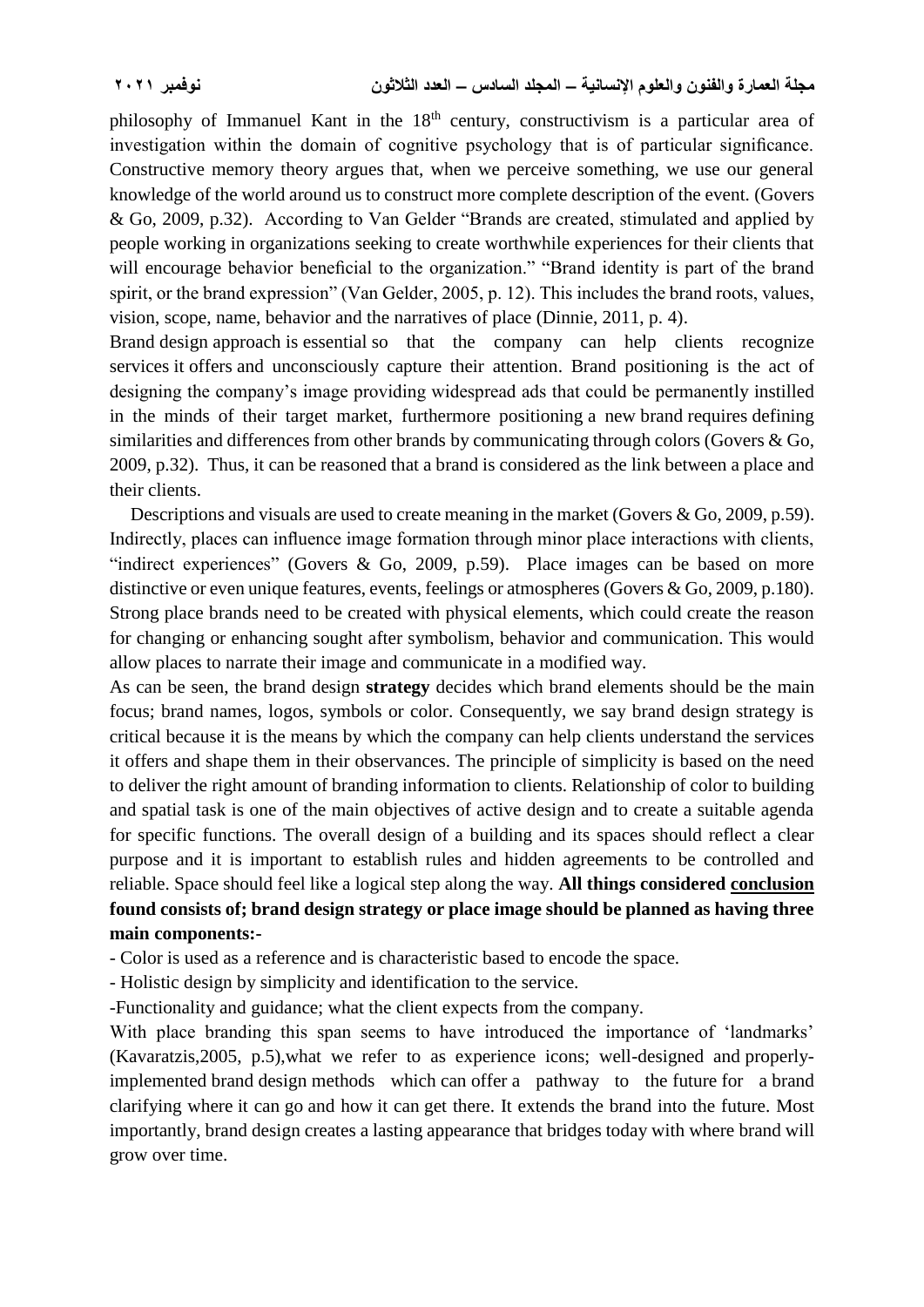philosophy of Immanuel Kant in the 18th century, constructivism is a particular area of investigation within the domain of cognitive psychology that is of particular significance. Constructive memory theory argues that, when we perceive something, we use our general knowledge of the world around us to construct more complete description of the event. (Govers & Go, 2009, p.32). According to Van Gelder "Brands are created, stimulated and applied by people working in organizations seeking to create worthwhile experiences for their clients that will encourage behavior beneficial to the organization." "Brand identity is part of the brand spirit, or the brand expression" (Van Gelder, 2005, p. 12). This includes the brand roots, values, vision, scope, name, behavior and the narratives of place (Dinnie, 2011, p. 4).

Brand design approach is essential so that the company can help clients recognize services it offers and unconsciously capture their attention. Brand positioning is the act of designing the company's image providing widespread ads that could be permanently instilled in the minds of their target market, furthermore positioning a new brand requires defining similarities and differences from other brands by communicating through colors (Govers & Go, 2009, p.32). Thus, it can be reasoned that a brand is considered as the link between a place and their clients.

Descriptions and visuals are used to create meaning in the market (Govers & Go, 2009, p.59). Indirectly, places can influence image formation through minor place interactions with clients, "indirect experiences" (Govers & Go, 2009, p.59). Place images can be based on more distinctive or even unique features, events, feelings or atmospheres (Govers & Go, 2009, p.180). Strong place brands need to be created with physical elements, which could create the reason for changing or enhancing sought after symbolism, behavior and communication. This would allow places to narrate their image and communicate in a modified way.

As can be seen, the brand design **strategy** decides which brand elements should be the main focus; brand names, logos, symbols or color. Consequently, we say brand design strategy is critical because it is the means by which the company can help clients understand the services it offers and shape them in their observances. The principle of simplicity is based on the need to deliver the right amount of branding information to clients. Relationship of color to building and spatial task is one of the main objectives of active design and to create a suitable agenda for specific functions. The overall design of a building and its spaces should reflect a clear purpose and it is important to establish rules and hidden agreements to be controlled and reliable. Space should feel like a logical step along the way. **All things considered <u>conclusion</u> found consists of; brand design strategy or place image should be planned as having three main components:-**

- Color is used as a reference and is characteristic based to encode the space.
- Holistic design by simplicity and identification to the service.
- Functionality and guidance; what the client expects from the company.

With place branding this span seems to have introduced the importance of 'landmarks' (Kavaratzis,2005, p.5),what we refer to as experience icons; well-designed and properly-implemented brand design methods which can offer a pathway to the future for a brand clarifying where it can go and how it can get there. It extends the brand into the future. Most importantly, brand design creates a lasting appearance that bridges today with where brand will grow over time.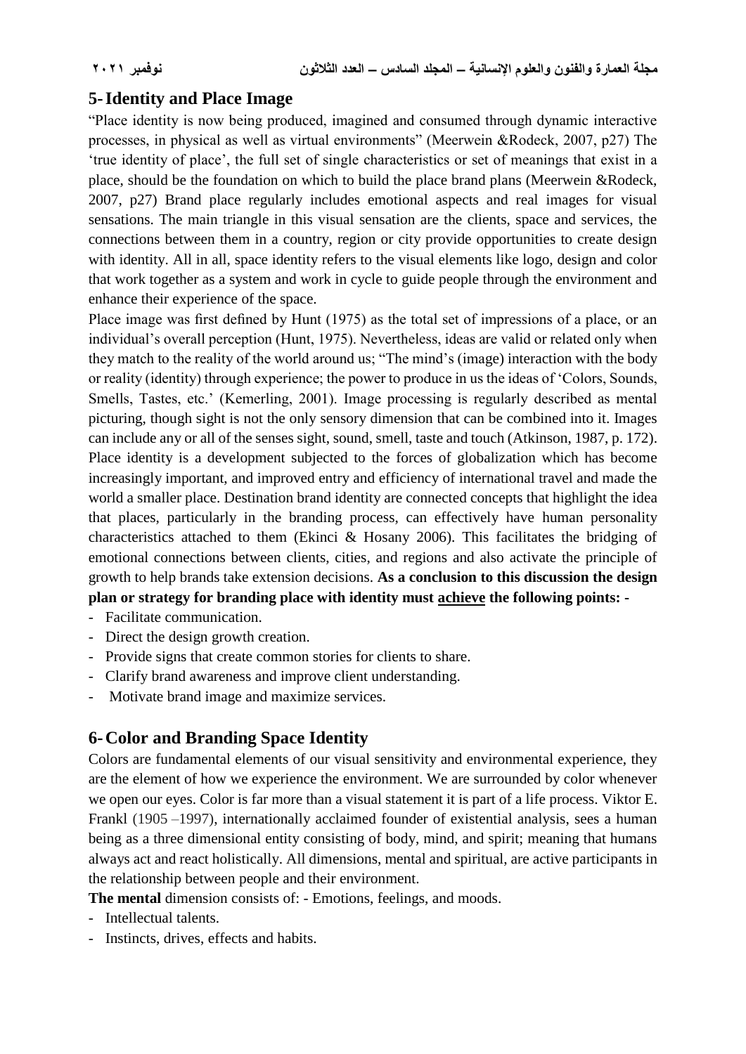## 5- Identity and Place Image

"Place identity is now being produced, imagined and consumed through dynamic interactive processes, in physical as well as virtual environments" (Meerwein &Rodeck, 2007, p27) The 'true identity of place', the full set of single characteristics or set of meanings that exist in a place, should be the foundation on which to build the place brand plans (Meerwein &Rodeck, 2007, p27) Brand place regularly includes emotional aspects and real images for visual sensations. The main triangle in this visual sensation are the clients, space and services, the connections between them in a country, region or city provide opportunities to create design with identity. All in all, space identity refers to the visual elements like logo, design and color that work together as a system and work in cycle to guide people through the environment and enhance their experience of the space.

Place image was first defined by Hunt (1975) as the total set of impressions of a place, or an individual's overall perception (Hunt, 1975). Nevertheless, ideas are valid or related only when they match to the reality of the world around us; "The mind's (image) interaction with the body or reality (identity) through experience; the power to produce in us the ideas of 'Colors, Sounds, Smells, Tastes, etc.' (Kemerling, 2001). Image processing is regularly described as mental picturing, though sight is not the only sensory dimension that can be combined into it. Images can include any or all of the senses sight, sound, smell, taste and touch (Atkinson, 1987, p. 172). Place identity is a development subjected to the forces of globalization which has become increasingly important, and improved entry and efficiency of international travel and made the world a smaller place. Destination brand identity are connected concepts that highlight the idea that places, particularly in the branding process, can effectively have human personality characteristics attached to them (Ekinci & Hosany 2006). This facilitates the bridging of emotional connections between clients, cities, and regions and also activate the principle of growth to help brands take extension decisions. **As a conclusion to this discussion the design plan or strategy for branding place with identity must achieve the following points: -**

- Facilitate communication.
- Direct the design growth creation.
- Provide signs that create common stories for clients to share.
- Clarify brand awareness and improve client understanding.
- Motivate brand image and maximize services.

## 6- Color and Branding Space Identity

Colors are fundamental elements of our visual sensitivity and environmental experience, they are the element of how we experience the environment. We are surrounded by color whenever we open our eyes. Color is far more than a visual statement it is part of a life process. Viktor E. Frankl (1905 –1997), internationally acclaimed founder of existential analysis, sees a human being as a three dimensional entity consisting of body, mind, and spirit; meaning that humans always act and react holistically. All dimensions, mental and spiritual, are active participants in the relationship between people and their environment.

**The mental** dimension consists of: - Emotions, feelings, and moods.

- Intellectual talents.
- Instincts, drives, effects and habits.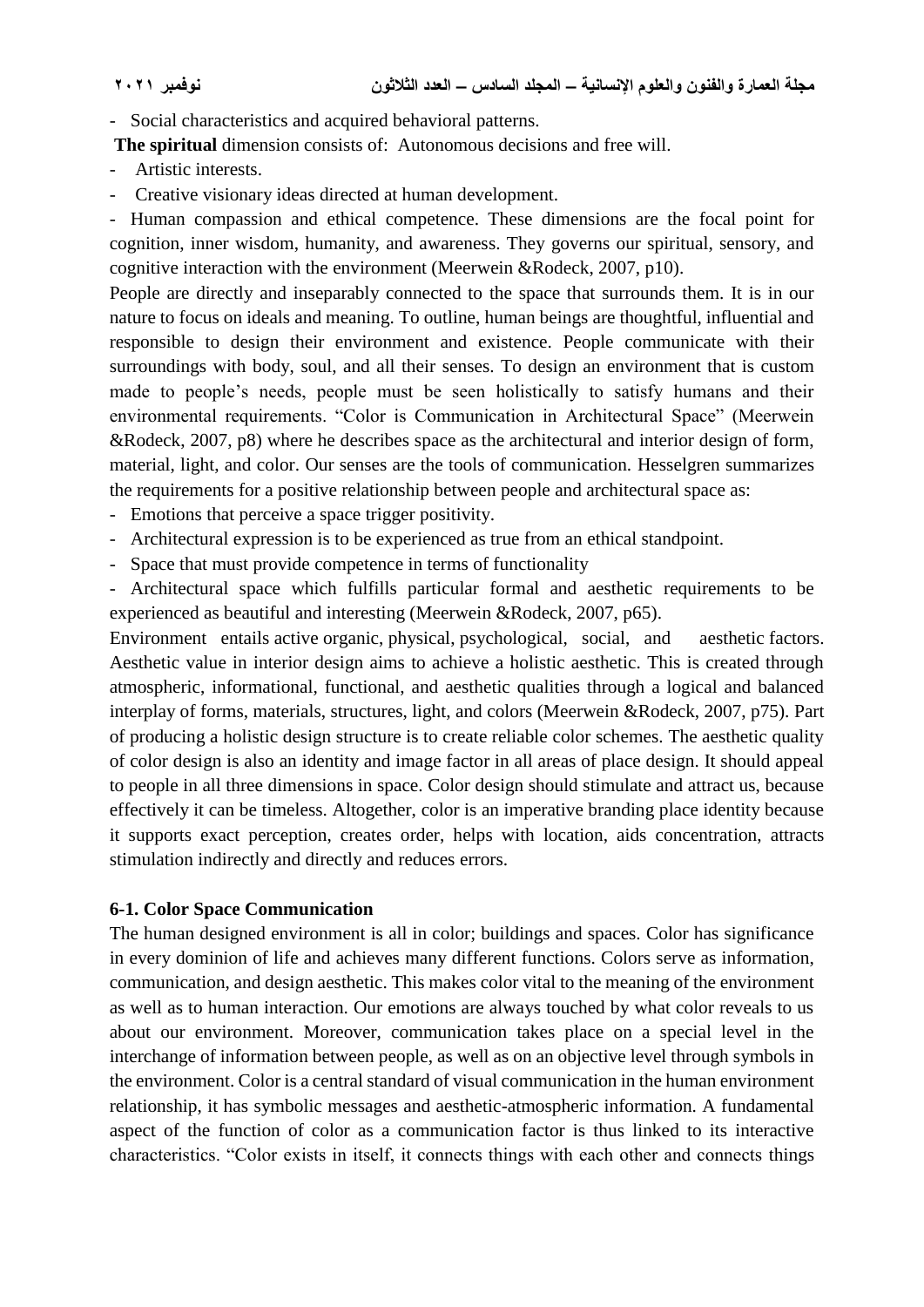- Social characteristics and acquired behavioral patterns.

**The spiritual** dimension consists of: Autonomous decisions and free will.

- Artistic interests.
- Creative visionary ideas directed at human development.
- Human compassion and ethical competence. These dimensions are the focal point for cognition, inner wisdom, humanity, and awareness. They governs our spiritual, sensory, and cognitive interaction with the environment (Meerwein &Rodeck, 2007, p10).

People are directly and inseparably connected to the space that surrounds them. It is in our nature to focus on ideals and meaning. To outline, human beings are thoughtful, influential and responsible to design their environment and existence. People communicate with their surroundings with body, soul, and all their senses. To design an environment that is custom made to people's needs, people must be seen holistically to satisfy humans and their environmental requirements. "Color is Communication in Architectural Space" (Meerwein &Rodeck, 2007, p8) where he describes space as the architectural and interior design of form, material, light, and color. Our senses are the tools of communication. Hesselgren summarizes the requirements for a positive relationship between people and architectural space as:

- Emotions that perceive a space trigger positivity.
- Architectural expression is to be experienced as true from an ethical standpoint.
- Space that must provide competence in terms of functionality
- Architectural space which fulfills particular formal and aesthetic requirements to be experienced as beautiful and interesting (Meerwein &Rodeck, 2007, p65).

Environment entails active organic, physical, psychological, social, and aesthetic factors. Aesthetic value in interior design aims to achieve a holistic aesthetic. This is created through atmospheric, informational, functional, and aesthetic qualities through a logical and balanced interplay of forms, materials, structures, light, and colors (Meerwein &Rodeck, 2007, p75). Part of producing a holistic design structure is to create reliable color schemes. The aesthetic quality of color design is also an identity and image factor in all areas of place design. It should appeal to people in all three dimensions in space. Color design should stimulate and attract us, because effectively it can be timeless. Altogether, color is an imperative branding place identity because it supports exact perception, creates order, helps with location, aids concentration, attracts stimulation indirectly and directly and reduces errors.

### 6-1. Color Space Communication

The human designed environment is all in color; buildings and spaces. Color has significance in every dominion of life and achieves many different functions. Colors serve as information, communication, and design aesthetic. This makes color vital to the meaning of the environment as well as to human interaction. Our emotions are always touched by what color reveals to us about our environment. Moreover, communication takes place on a special level in the interchange of information between people, as well as on an objective level through symbols in the environment. Color is a central standard of visual communication in the human environment relationship, it has symbolic messages and aesthetic-atmospheric information. A fundamental aspect of the function of color as a communication factor is thus linked to its interactive characteristics. "Color exists in itself, it connects things with each other and connects things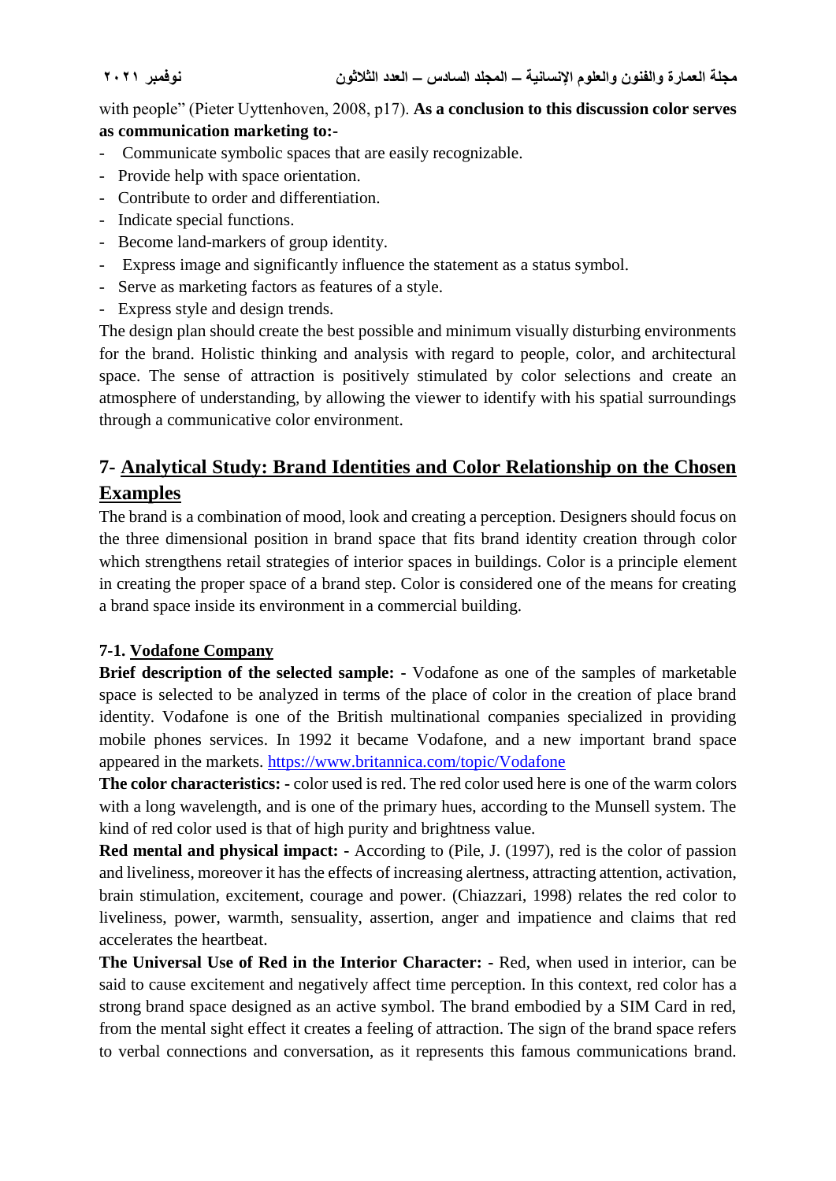with people" (Pieter Uyttenhoven, 2008, p17). **As a conclusion to this discussion color serves as communication marketing to:-**

- Communicate symbolic spaces that are easily recognizable.
- Provide help with space orientation.
- Contribute to order and differentiation.
- Indicate special functions.
- Become land-markers of group identity.
- Express image and significantly influence the statement as a status symbol.
- Serve as marketing factors as features of a style.
- Express style and design trends.

The design plan should create the best possible and minimum visually disturbing environments for the brand. Holistic thinking and analysis with regard to people, color, and architectural space. The sense of attraction is positively stimulated by color selections and create an atmosphere of understanding, by allowing the viewer to identify with his spatial surroundings through a communicative color environment.

## 7- Analytical Study: Brand Identities and Color Relationship on the Chosen Examples

The brand is a combination of mood, look and creating a perception. Designers should focus on the three dimensional position in brand space that fits brand identity creation through color which strengthens retail strategies of interior spaces in buildings. Color is a principle element in creating the proper space of a brand step. Color is considered one of the means for creating a brand space inside its environment in a commercial building.

### 7-1. Vodafone Company

**Brief description of the selected sample: -** Vodafone as one of the samples of marketable space is selected to be analyzed in terms of the place of color in the creation of place brand identity. Vodafone is one of the British multinational companies specialized in providing mobile phones services. In 1992 it became Vodafone, and a new important brand space appeared in the markets. https://www.britannica.com/topic/Vodafone

**The color characteristics: -** color used is red. The red color used here is one of the warm colors with a long wavelength, and is one of the primary hues, according to the Munsell system. The kind of red color used is that of high purity and brightness value.

**Red mental and physical impact: -** According to (Pile, J. (1997), red is the color of passion and liveliness, moreover it has the effects of increasing alertness, attracting attention, activation, brain stimulation, excitement, courage and power. (Chiazzari, 1998) relates the red color to liveliness, power, warmth, sensuality, assertion, anger and impatience and claims that red accelerates the heartbeat.

**The Universal Use of Red in the Interior Character: -** Red, when used in interior, can be said to cause excitement and negatively affect time perception. In this context, red color has a strong brand space designed as an active symbol. The brand embodied by a SIM Card in red, from the mental sight effect it creates a feeling of attraction. The sign of the brand space refers to verbal connections and conversation, as it represents this famous communications brand.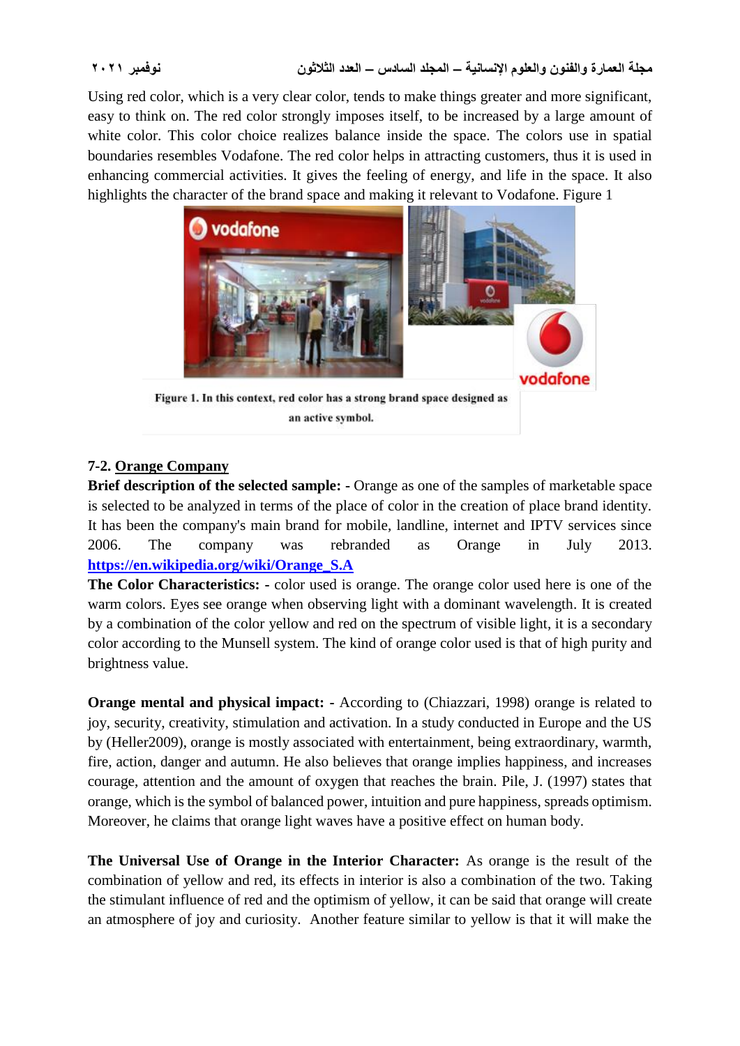Using red color, which is a very clear color, tends to make things greater and more significant, easy to think on. The red color strongly imposes itself, to be increased by a large amount of white color. This color choice realizes balance inside the space. The colors use in spatial boundaries resembles Vodafone. The red color helps in attracting customers, thus it is used in enhancing commercial activities. It gives the feeling of energy, and life in the space. It also highlights the character of the brand space and making it relevant to Vodafone. Figure 1

**Figure 1. In this context, red color has a strong brand space designed as an active symbol.**

**7-2. Orange Company**

**Brief description of the selected sample: -** Orange as one of the samples of marketable space is selected to be analyzed in terms of the place of color in the creation of place brand identity. It has been the company's main brand for mobile, landline, internet and IPTV services since 2006. The company was rebranded as Orange in July 2013. **https://en.wikipedia.org/wiki/Orange_S.A**

**The Color Characteristics: -** color used is orange. The orange color used here is one of the warm colors. Eyes see orange when observing light with a dominant wavelength. It is created by a combination of the color yellow and red on the spectrum of visible light, it is a secondary color according to the Munsell system. The kind of orange color used is that of high purity and brightness value.

**Orange mental and physical impact: -** According to (Chiazzari, 1998) orange is related to joy, security, creativity, stimulation and activation. In a study conducted in Europe and the US by (Heller2009), orange is mostly associated with entertainment, being extraordinary, warmth, fire, action, danger and autumn. He also believes that orange implies happiness, and increases courage, attention and the amount of oxygen that reaches the brain. Pile, J. (1997) states that orange, which is the symbol of balanced power, intuition and pure happiness, spreads optimism. Moreover, he claims that orange light waves have a positive effect on human body.

**The Universal Use of Orange in the Interior Character:** As orange is the result of the combination of yellow and red, its effects in interior is also a combination of the two. Taking the stimulant influence of red and the optimism of yellow, it can be said that orange will create an atmosphere of joy and curiosity. Another feature similar to yellow is that it will make the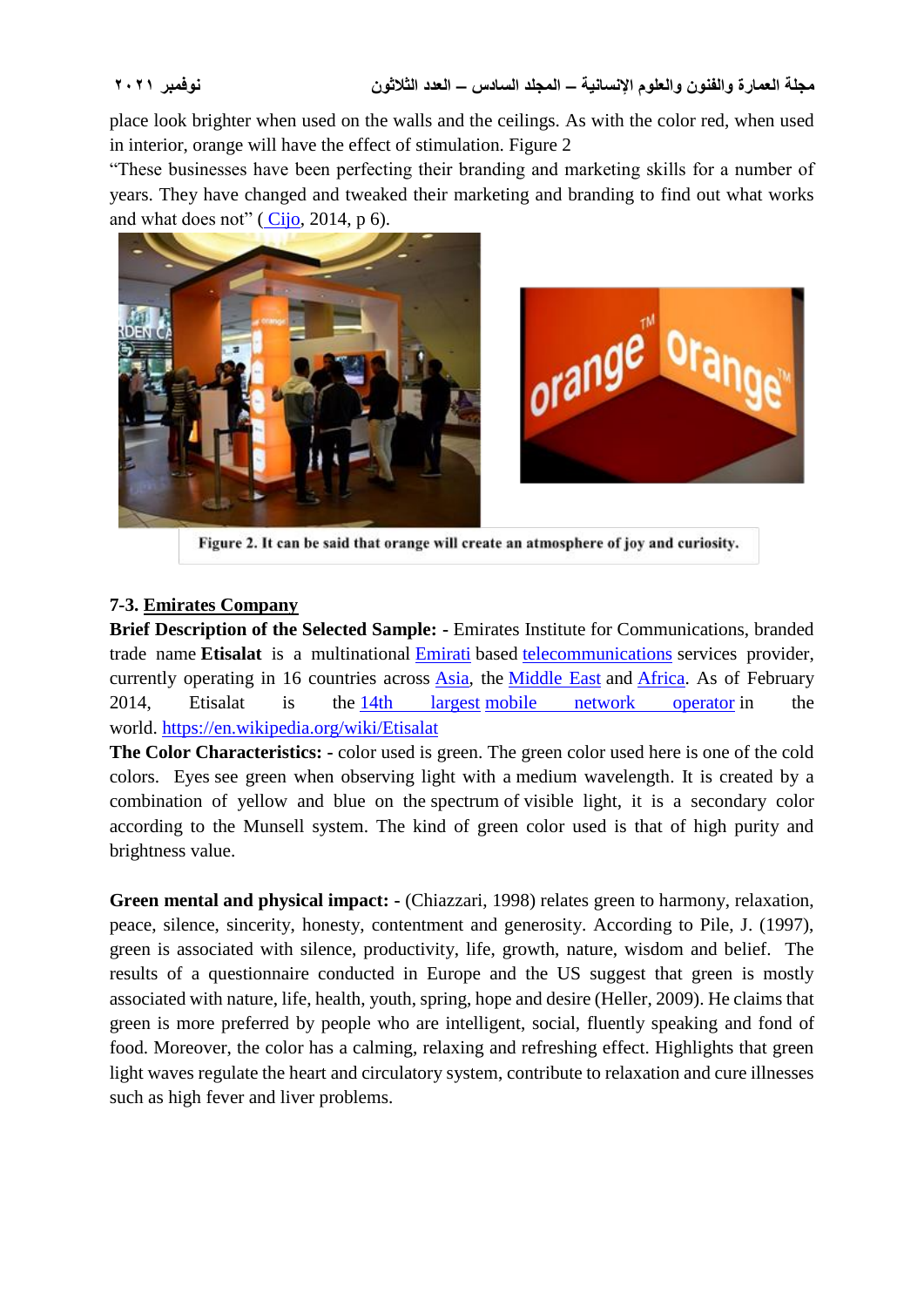place look brighter when used on the walls and the ceilings. As with the color red, when used in interior, orange will have the effect of stimulation. Figure 2

“These businesses have been perfecting their branding and marketing skills for a number of years. They have changed and tweaked their marketing and branding to find out what works and what does not” ( Cijo, 2014, p 6).

Figure 2. It can be said that orange will create an atmosphere of joy and curiosity.

### 7-3. Emirates Company

**Brief Description of the Selected Sample: -** Emirates Institute for Communications, branded trade name **Etisalat** is a multinational Emirati based telecommunications services provider, currently operating in 16 countries across Asia, the Middle East and Africa. As of February 2014, Etisalat is the 14th largest mobile network operator in the world. https://en.wikipedia.org/wiki/Etisalat

**The Color Characteristics: -** color used is green. The green color used here is one of the cold colors. Eyes see green when observing light with a medium wavelength. It is created by a combination of yellow and blue on the spectrum of visible light, it is a secondary color according to the Munsell system. The kind of green color used is that of high purity and brightness value.

**Green mental and physical impact: -** (Chiazzari, 1998) relates green to harmony, relaxation, peace, silence, sincerity, honesty, contentment and generosity. According to Pile, J. (1997), green is associated with silence, productivity, life, growth, nature, wisdom and belief. The results of a questionnaire conducted in Europe and the US suggest that green is mostly associated with nature, life, health, youth, spring, hope and desire (Heller, 2009). He claims that green is more preferred by people who are intelligent, social, fluently speaking and fond of food. Moreover, the color has a calming, relaxing and refreshing effect. Highlights that green light waves regulate the heart and circulatory system, contribute to relaxation and cure illnesses such as high fever and liver problems.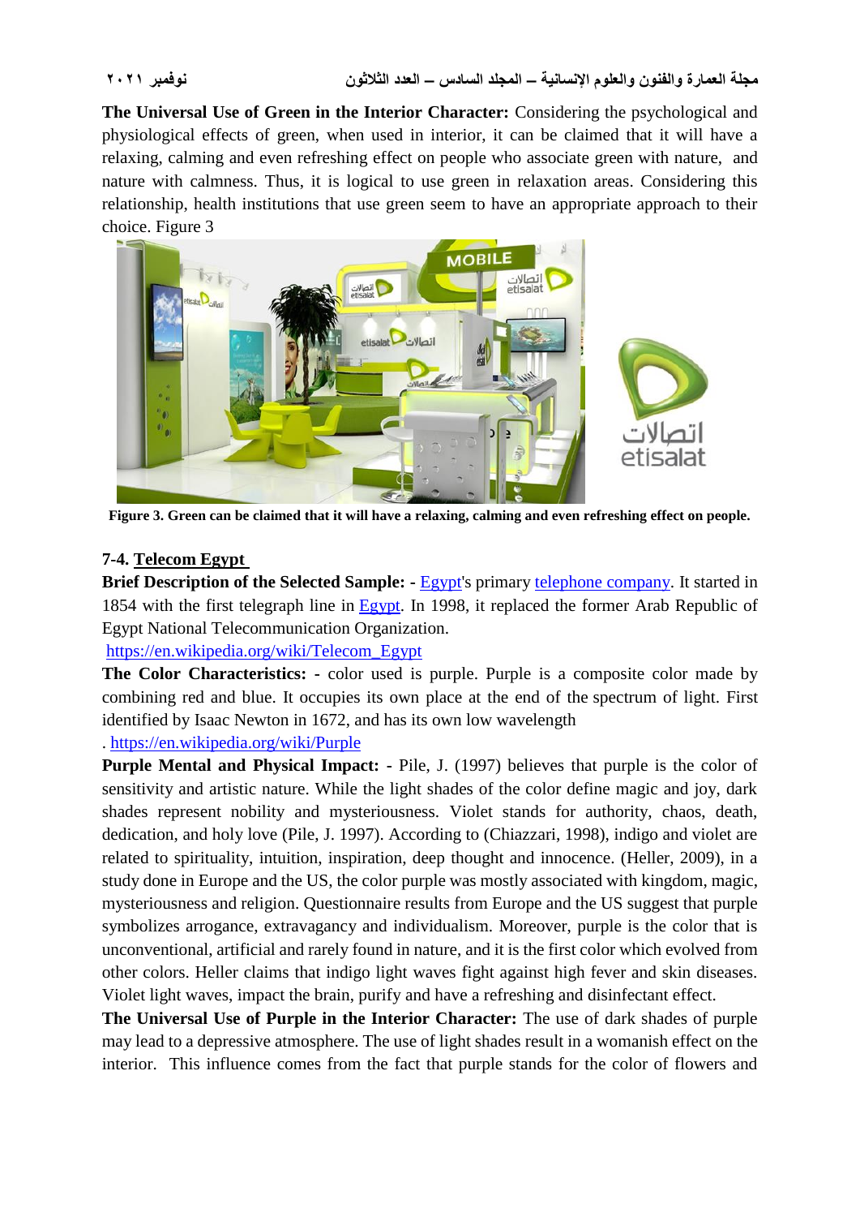**The Universal Use of Green in the Interior Character:** Considering the psychological and physiological effects of green, when used in interior, it can be claimed that it will have a relaxing, calming and even refreshing effect on people who associate green with nature, and nature with calmness. Thus, it is logical to use green in relaxation areas. Considering this relationship, health institutions that use green seem to have an appropriate approach to their choice. Figure 3

**Figure 3. Green can be claimed that it will have a relaxing, calming and even refreshing effect on people.**

**7-4. Telecom Egypt**

**Brief Description of the Selected Sample: -** Egypt's primary telephone company. It started in 1854 with the first telegraph line in Egypt. In 1998, it replaced the former Arab Republic of Egypt National Telecommunication Organization.

https://en.wikipedia.org/wiki/Telecom_Egypt

**The Color Characteristics: -** color used is purple. Purple is a composite color made by combining red and blue. It occupies its own place at the end of the spectrum of light. First identified by Isaac Newton in 1672, and has its own low wavelength

. https://en.wikipedia.org/wiki/Purple

**Purple Mental and Physical Impact: -** Pile, J. (1997) believes that purple is the color of sensitivity and artistic nature. While the light shades of the color define magic and joy, dark shades represent nobility and mysteriousness. Violet stands for authority, chaos, death, dedication, and holy love (Pile, J. 1997). According to (Chiazzari, 1998), indigo and violet are related to spirituality, intuition, inspiration, deep thought and innocence. (Heller, 2009), in a study done in Europe and the US, the color purple was mostly associated with kingdom, magic, mysteriousness and religion. Questionnaire results from Europe and the US suggest that purple symbolizes arrogance, extravagancy and individualism. Moreover, purple is the color that is unconventional, artificial and rarely found in nature, and it is the first color which evolved from other colors. Heller claims that indigo light waves fight against high fever and skin diseases. Violet light waves, impact the brain, purify and have a refreshing and disinfectant effect.

**The Universal Use of Purple in the Interior Character:** The use of dark shades of purple may lead to a depressive atmosphere. The use of light shades result in a womanish effect on the interior. This influence comes from the fact that purple stands for the color of flowers and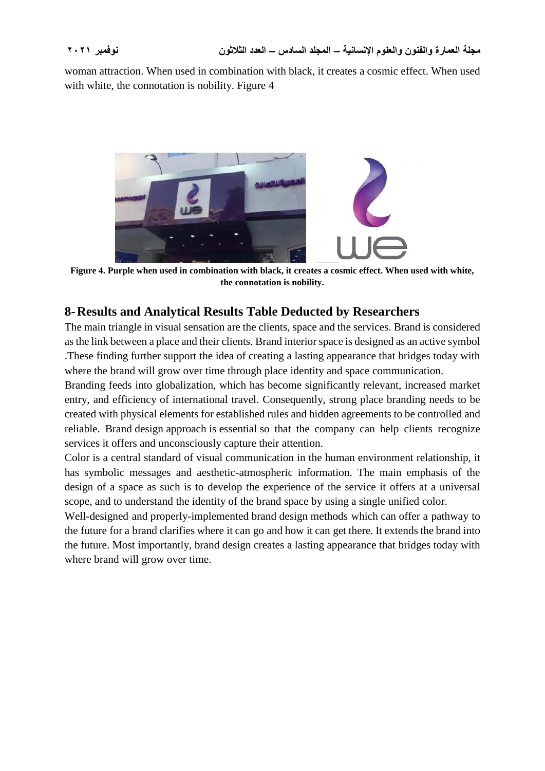woman attraction. When used in combination with black, it creates a cosmic effect. When used with white, the connotation is nobility. Figure 4

**Figure 4. Purple when used in combination with black, it creates a cosmic effect. When used with white, the connotation is nobility.**

## 8- Results and Analytical Results Table Deducted by Researchers

The main triangle in visual sensation are the clients, space and the services. Brand is considered as the link between a place and their clients. Brand interior space is designed as an active symbol .These finding further support the idea of creating a lasting appearance that bridges today with where the brand will grow over time through place identity and space communication.

Branding feeds into globalization, which has become significantly relevant, increased market entry, and efficiency of international travel. Consequently, strong place branding needs to be created with physical elements for established rules and hidden agreements to be controlled and reliable. Brand design approach is essential so that the company can help clients recognize services it offers and unconsciously capture their attention.

Color is a central standard of visual communication in the human environment relationship, it has symbolic messages and aesthetic-atmospheric information. The main emphasis of the design of a space as such is to develop the experience of the service it offers at a universal scope, and to understand the identity of the brand space by using a single unified color.

Well-designed and properly-implemented brand design methods which can offer a pathway to the future for a brand clarifies where it can go and how it can get there. It extends the brand into the future. Most importantly, brand design creates a lasting appearance that bridges today with where brand will grow over time.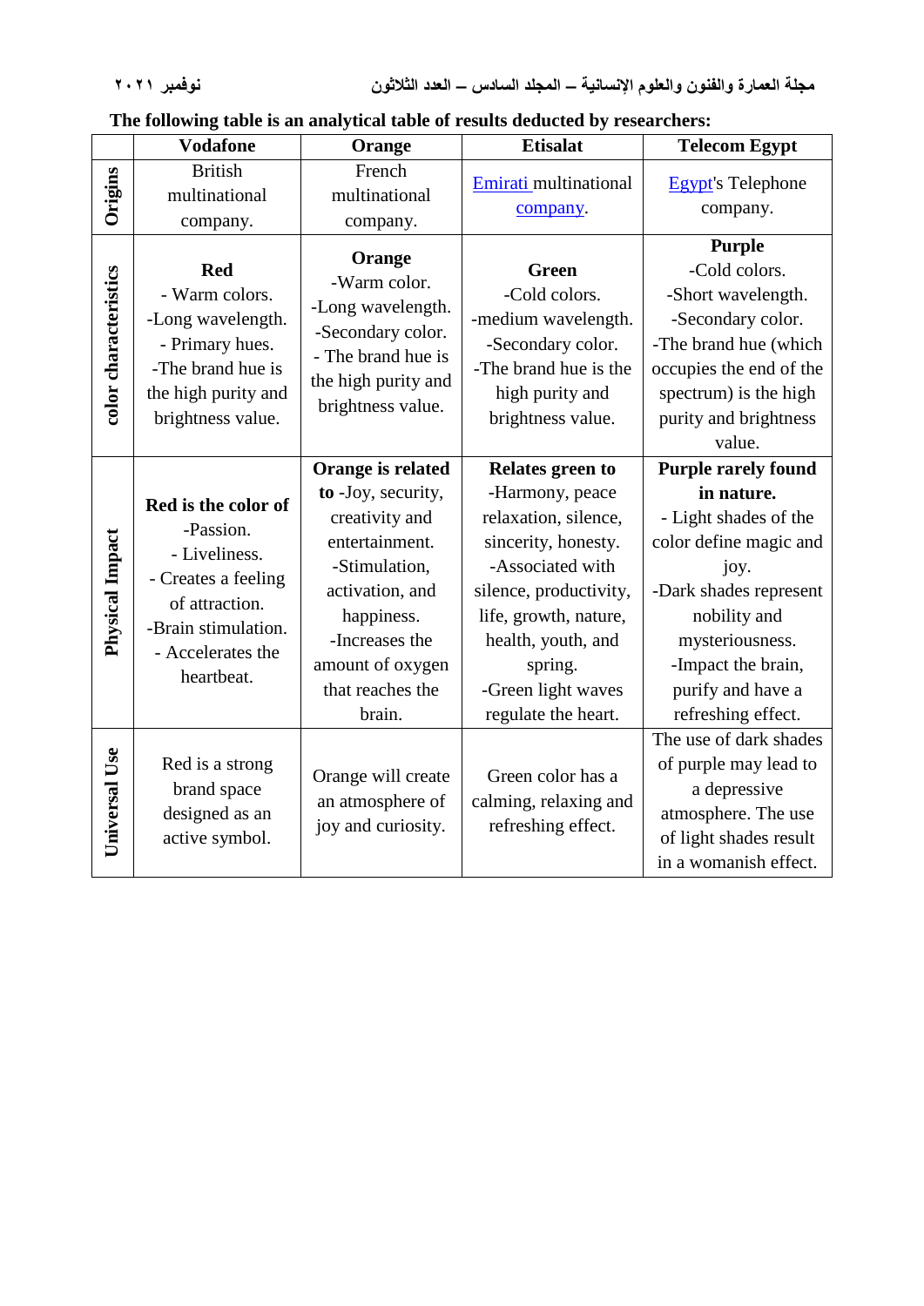The following table is an analytical table of results deducted by researchers:

| | Vodafone | Orange | Etisalat | Telecom Egypt |
|---|---|---|---|---|
| **Origins** | British multinational company. | French multinational company. | Emirati multinational company. | Egypt's Telephone company. |
| **color characteristics** | **Red** - Warm colors. -Long wavelength. - Primary hues. -The brand hue is the high purity and brightness value. | **Orange** -Warm color. -Long wavelength. -Secondary color. - The brand hue is the high purity and brightness value. | **Green** -Cold colors. -medium wavelength. -Secondary color. -The brand hue is the high purity and brightness value. | **Purple** -Cold colors. -Short wavelength. -Secondary color. -The brand hue (which occupies the end of the spectrum) is the high purity and brightness value. |
| **Physical Impact** | **Red is the color of** -Passion. - Liveliness. - Creates a feeling of attraction. -Brain stimulation. - Accelerates the heartbeat. | **Orange is related to** -Joy, security, creativity and entertainment. -Stimulation, activation, and happiness. -Increases the amount of oxygen that reaches the brain. | **Relates green to** -Harmony, peace relaxation, silence, sincerity, honesty. -Associated with silence, productivity, life, growth, nature, health, youth, and spring. -Green light waves regulate the heart. | **Purple rarely found in nature.** - Light shades of the color define magic and joy. -Dark shades represent nobility and mysteriousness. -Impact the brain, purify and have a refreshing effect. |
| **Universal Use** | Red is a strong brand space designed as an active symbol. | Orange will create an atmosphere of joy and curiosity. | Green color has a calming, relaxing and refreshing effect. | The use of dark shades of purple may lead to a depressive atmosphere. The use of light shades result in a womanish effect. |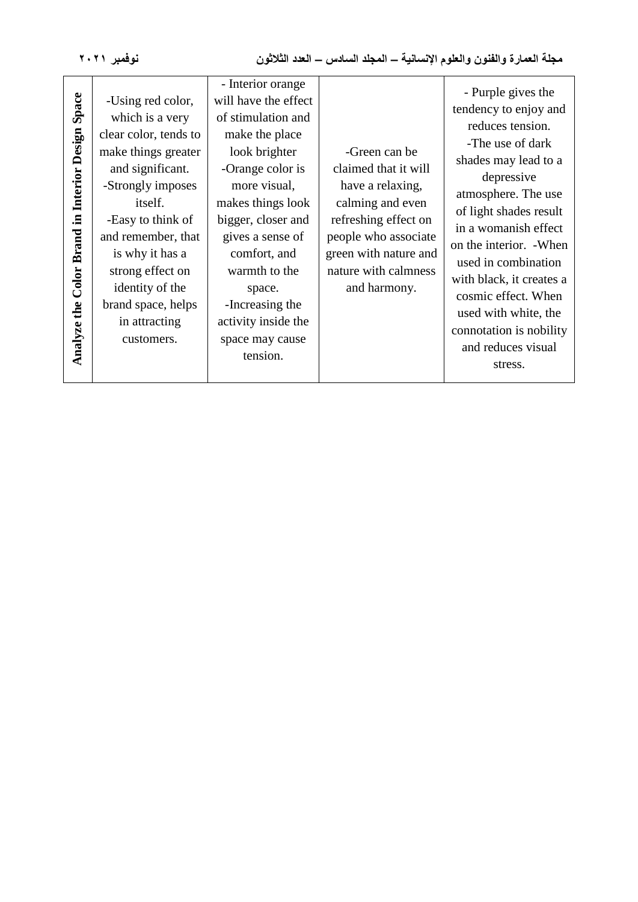| Analyze the Color Brand in Interior Design Space | -Using red color, which is a very clear color, tends to make things greater and significant. -Strongly imposes itself. -Easy to think of and remember, that is why it has a strong effect on identity of the brand space, helps in attracting customers. | - Interior orange will have the effect of stimulation and make the place look brighter -Orange color is more visual, makes things look bigger, closer and gives a sense of comfort, and warmth to the space. -Increasing the activity inside the space may cause tension. | -Green can be claimed that it will have a relaxing, calming and even refreshing effect on people who associate green with nature and nature with calmness and harmony. | - Purple gives the tendency to enjoy and reduces tension. -The use of dark shades may lead to a depressive atmosphere. The use of light shades result in a womanish effect on the interior. -When used in combination with black, it creates a cosmic effect. When used with white, the connotation is nobility and reduces visual stress. |
|---|---|---|---|---|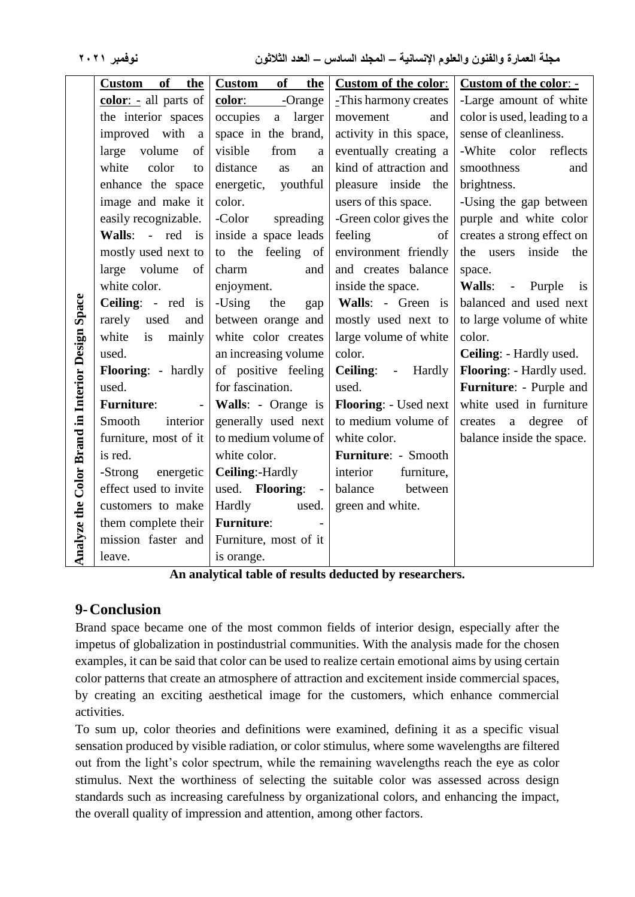| Analyze the Color Brand in Interior Design Space | **Custom of the color**: - all parts of the interior spaces improved with a large volume of white color to enhance the space image and make it easily recognizable. **Walls**: - red is mostly used next to large volume of white color. **Ceiling**: - red is rarely used and white is mainly used. **Flooring**: - hardly used. **Furniture**: - Smooth interior furniture, most of it is red. -Strong energetic effect used to invite customers to make them complete their mission faster and leave. | **Custom of the color**: -Orange occupies a larger space in the brand, visible from a distance as an energetic, youthful color. -Color spreading inside a space leads to the feeling of charm and enjoyment. -Using the gap between orange and white color creates an increasing volume of positive feeling for fascination. **Walls**: - Orange is generally used next to medium volume of white color. **Ceiling**:-Hardly used. **Flooring**: - Hardly used. **Furniture**: - Furniture, most of it is orange. | **Custom of the color**: -This harmony creates movement and activity in this space, eventually creating a kind of attraction and pleasure inside the users of this space. -Green color gives the feeling of environment friendly and creates balance inside the space. **Walls**: - Green is mostly used next to large volume of white color. **Ceiling**: - Hardly used. **Flooring**: - Used next to medium volume of white color. **Furniture**: - Smooth interior furniture, balance between green and white. | **Custom of the color**: - -Large amount of white color is used, leading to a sense of cleanliness. -White color reflects smoothness and brightness. -Using the gap between purple and white color creates a strong effect on the users inside the space. **Walls**: - Purple is balanced and used next to large volume of white color. **Ceiling**: - Hardly used. **Flooring**: - Hardly used. **Furniture**: - Purple and white used in furniture creates a degree of balance inside the space. |
|---|---|---|---|---|

**An analytical table of results deducted by researchers.**

## 9- Conclusion

Brand space became one of the most common fields of interior design, especially after the impetus of globalization in postindustrial communities. With the analysis made for the chosen examples, it can be said that color can be used to realize certain emotional aims by using certain color patterns that create an atmosphere of attraction and excitement inside commercial spaces, by creating an exciting aesthetical image for the customers, which enhance commercial activities.

To sum up, color theories and definitions were examined, defining it as a specific visual sensation produced by visible radiation, or color stimulus, where some wavelengths are filtered out from the light's color spectrum, while the remaining wavelengths reach the eye as color stimulus. Next the worthiness of selecting the suitable color was assessed across design standards such as increasing carefulness by organizational colors, and enhancing the impact, the overall quality of impression and attention, among other factors.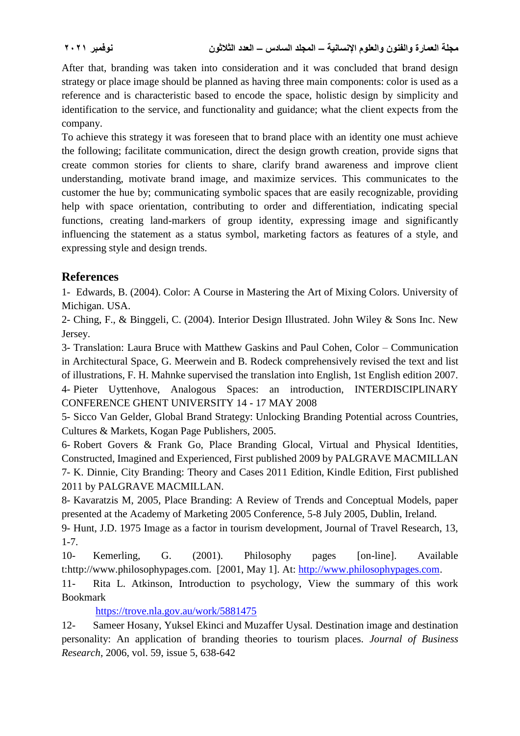After that, branding was taken into consideration and it was concluded that brand design strategy or place image should be planned as having three main components: color is used as a reference and is characteristic based to encode the space, holistic design by simplicity and identification to the service, and functionality and guidance; what the client expects from the company.

To achieve this strategy it was foreseen that to brand place with an identity one must achieve the following; facilitate communication, direct the design growth creation, provide signs that create common stories for clients to share, clarify brand awareness and improve client understanding, motivate brand image, and maximize services. This communicates to the customer the hue by; communicating symbolic spaces that are easily recognizable, providing help with space orientation, contributing to order and differentiation, indicating special functions, creating land-markers of group identity, expressing image and significantly influencing the statement as a status symbol, marketing factors as features of a style, and expressing style and design trends.

## References

1- Edwards, B. (2004). Color: A Course in Mastering the Art of Mixing Colors. University of Michigan. USA.

2- Ching, F., & Binggeli, C. (2004). Interior Design Illustrated. John Wiley & Sons Inc. New Jersey.

3- Translation: Laura Bruce with Matthew Gaskins and Paul Cohen, Color – Communication in Architectural Space, G. Meerwein and B. Rodeck comprehensively revised the text and list of illustrations, F. H. Mahnke supervised the translation into English, 1st English edition 2007.

4- Pieter Uyttenhove, Analogous Spaces: an introduction, INTERDISCIPLINARY CONFERENCE GHENT UNIVERSITY 14 - 17 MAY 2008

5- Sicco Van Gelder, Global Brand Strategy: Unlocking Branding Potential across Countries, Cultures & Markets, Kogan Page Publishers, 2005.

6- Robert Govers & Frank Go, Place Branding Glocal, Virtual and Physical Identities, Constructed, Imagined and Experienced, First published 2009 by PALGRAVE MACMILLAN

7- K. Dinnie, City Branding: Theory and Cases 2011 Edition, Kindle Edition, First published 2011 by PALGRAVE MACMILLAN.

8- Kavaratzis M, 2005, Place Branding: A Review of Trends and Conceptual Models, paper presented at the Academy of Marketing 2005 Conference, 5-8 July 2005, Dublin, Ireland.

9- Hunt, J.D. 1975 Image as a factor in tourism development, Journal of Travel Research, 13, 1-7.

10- Kemerling, G. (2001). Philosophy pages [on-line]. Available t:http://www.philosophypages.com. [2001, May 1]. At: http://www.philosophypages.com.

11- Rita L. Atkinson, Introduction to psychology, View the summary of this work Bookmark

https://trove.nla.gov.au/work/5881475

12- Sameer Hosany, Yuksel Ekinci and Muzaffer Uysal. Destination image and destination personality: An application of branding theories to tourism places. *Journal of Business Research*, 2006, vol. 59, issue 5, 638-642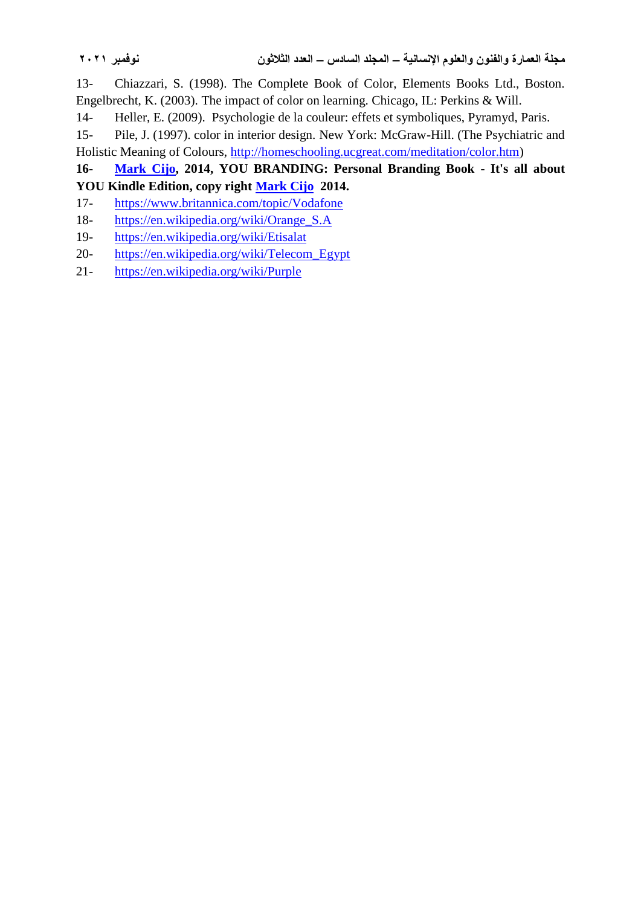13- Chiazzari, S. (1998). The Complete Book of Color, Elements Books Ltd., Boston. Engelbrecht, K. (2003). The impact of color on learning. Chicago, IL: Perkins & Will.

14- Heller, E. (2009). Psychologie de la couleur: effets et symboliques, Pyramyd, Paris.

15- Pile, J. (1997). color in interior design. New York: McGraw-Hill. (The Psychiatric and Holistic Meaning of Colours, http://homeschooling.ucgreat.com/meditation/color.htm)

**16- Mark Cijo, 2014, YOU BRANDING: Personal Branding Book - It's all about YOU Kindle Edition, copy right Mark Cijo 2014.**

17- https://www.britannica.com/topic/Vodafone

18- https://en.wikipedia.org/wiki/Orange_S.A

19- https://en.wikipedia.org/wiki/Etisalat

20- https://en.wikipedia.org/wiki/Telecom_Egypt

21- https://en.wikipedia.org/wiki/Purple